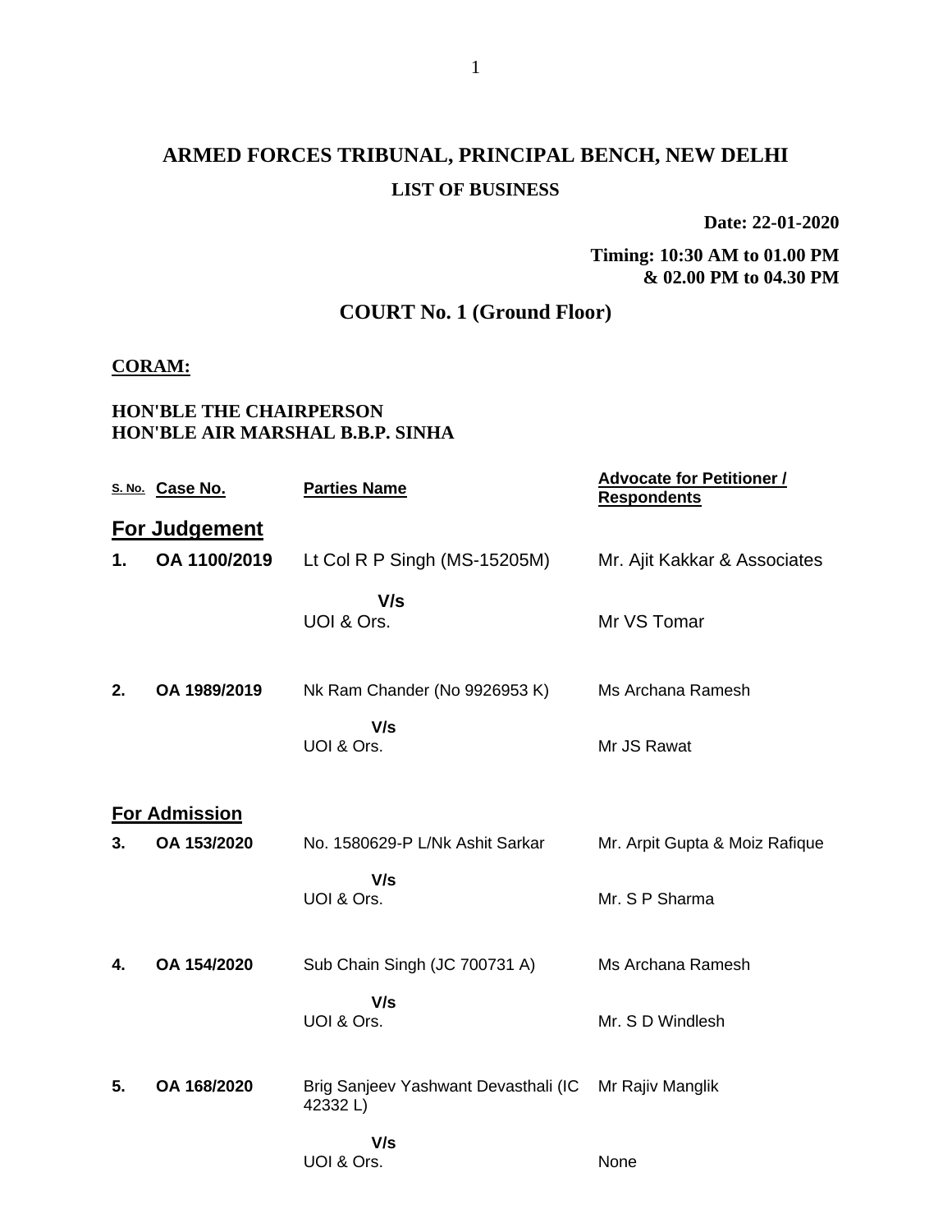# ARMED FORCES TRIBUNAL, PRINCIPAL BENCH, NEW DELHI

## LIST OF BUSINESS

**Date: 22-01-2020**

**Timing: 10:30 AM to 01.00 PM & 02.00 PM to 04.30 PM**

## COURT No. 1 (Ground Floor)

**CORAM:**

**HON'BLE THE CHAIRPERSON**
**HON'BLE AIR MARSHAL B.B.P. SINHA**

| S. No. | Case No. | Parties Name | Advocate for Petitioner / Respondents |
|---|---|---|---|
| **For Judgement** | | | |
| **1.** | **OA 1100/2019** | Lt Col R P Singh (MS-15205M) | Mr. Ajit Kakkar & Associates |
| | | **V/s** | |
| | | UOI & Ors. | Mr VS Tomar |
| **2.** | **OA 1989/2019** | Nk Ram Chander (No 9926953 K) | Ms Archana Ramesh |
| | | **V/s** | |
| | | UOI & Ors. | Mr JS Rawat |
| **For Admission** | | | |
| **3.** | **OA 153/2020** | No. 1580629-P L/Nk Ashit Sarkar | Mr. Arpit Gupta & Moiz Rafique |
| | | **V/s** | |
| | | UOI & Ors. | Mr. S P Sharma |
| **4.** | **OA 154/2020** | Sub Chain Singh (JC 700731 A) | Ms Archana Ramesh |
| | | **V/s** | |
| | | UOI & Ors. | Mr. S D Windlesh |
| **5.** | **OA 168/2020** | Brig Sanjeev Yashwant Devasthali (IC 42332 L) | Mr Rajiv Manglik |
| | | **V/s** | |
| | | UOI & Ors. | None |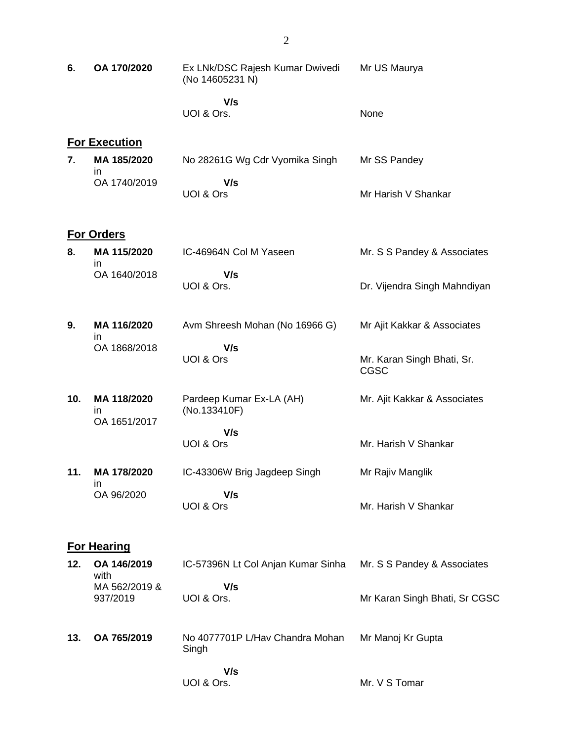| | | | |
|---|---|---|---|
| **6.** | **OA 170/2020** | Ex LNk/DSC Rajesh Kumar Dwivedi (No 14605231 N) | Mr US Maurya |
| | | **V/s** | |
| | | UOI & Ors. | None |

**For Execution**

| | | | |
|---|---|---|---|
| **7.** | **MA 185/2020** in OA 1740/2019 | No 28261G Wg Cdr Vyomika Singh | Mr SS Pandey |
| | | **V/s** | |
| | | UOI & Ors | Mr Harish V Shankar |

**For Orders**

| | | | |
|---|---|---|---|
| **8.** | **MA 115/2020** in OA 1640/2018 | IC-46964N Col M Yaseen | Mr. S S Pandey & Associates |
| | | **V/s** | |
| | | UOI & Ors. | Dr. Vijendra Singh Mahndiyan |
| **9.** | **MA 116/2020** in OA 1868/2018 | Avm Shreesh Mohan (No 16966 G) | Mr Ajit Kakkar & Associates |
| | | **V/s** | |
| | | UOI & Ors | Mr. Karan Singh Bhati, Sr. CGSC |
| **10.** | **MA 118/2020** in OA 1651/2017 | Pardeep Kumar Ex-LA (AH) (No.133410F) | Mr. Ajit Kakkar & Associates |
| | | **V/s** | |
| | | UOI & Ors | Mr. Harish V Shankar |
| **11.** | **MA 178/2020** in OA 96/2020 | IC-43306W Brig Jagdeep Singh | Mr Rajiv Manglik |
| | | **V/s** | |
| | | UOI & Ors | Mr. Harish V Shankar |

**For Hearing**

| | | | |
|---|---|---|---|
| **12.** | **OA 146/2019** with MA 562/2019 & 937/2019 | IC-57396N Lt Col Anjan Kumar Sinha | Mr. S S Pandey & Associates |
| | | **V/s** | |
| | | UOI & Ors. | Mr Karan Singh Bhati, Sr CGSC |
| **13.** | **OA 765/2019** | No 4077701P L/Hav Chandra Mohan Singh | Mr Manoj Kr Gupta |
| | | **V/s** | |
| | | UOI & Ors. | Mr. V S Tomar |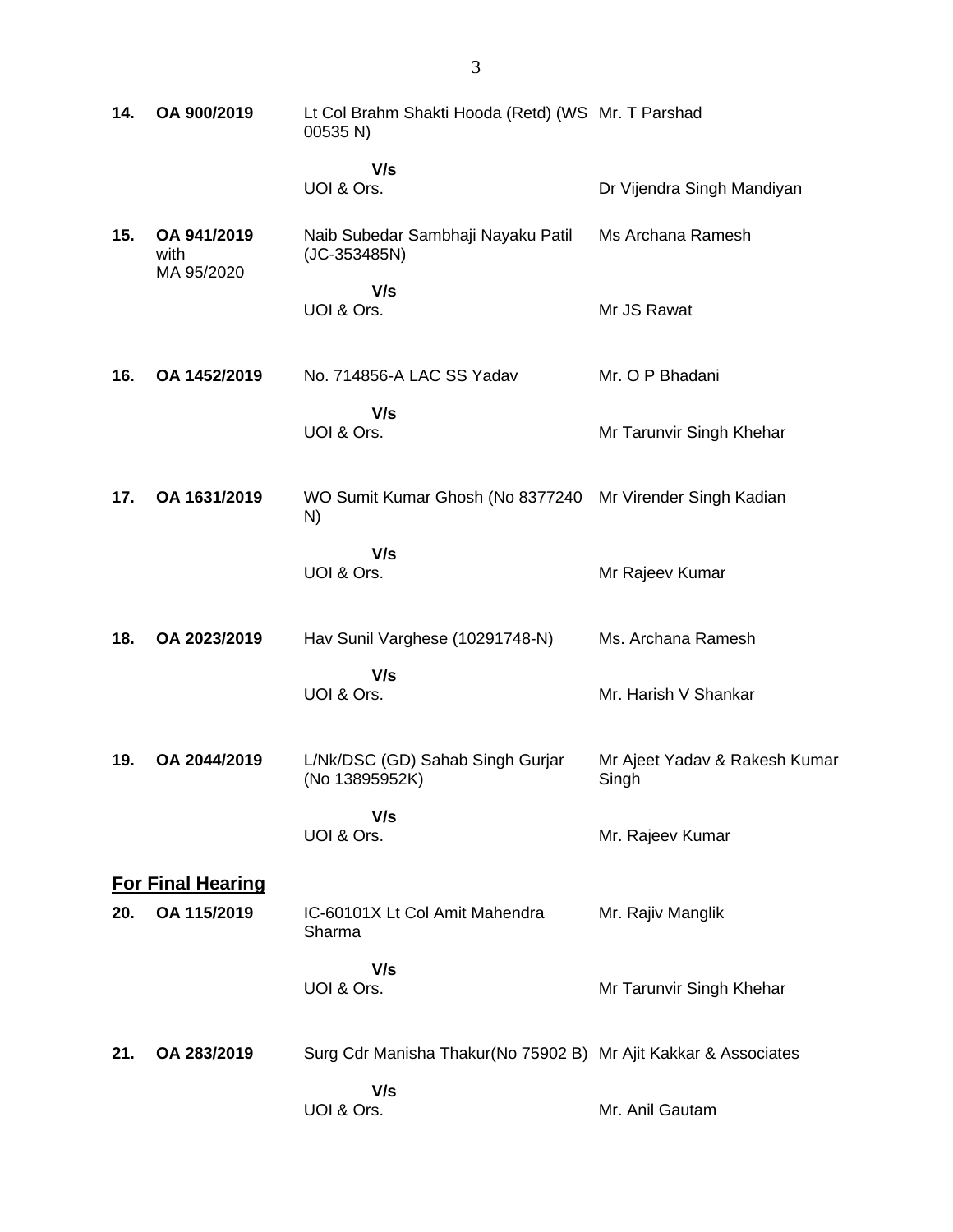| | | | |
|---|---|---|---|
| **14.** | **OA 900/2019** | Lt Col Brahm Shakti Hooda (Retd) (WS 00535 N) | Mr. T Parshad |
| | | **V/s** | |
| | | UOI & Ors. | Dr Vijendra Singh Mandiyan |
| **15.** | **OA 941/2019** with MA 95/2020 | Naib Subedar Sambhaji Nayaku Patil (JC-353485N) | Ms Archana Ramesh |
| | | **V/s** | |
| | | UOI & Ors. | Mr JS Rawat |
| **16.** | **OA 1452/2019** | No. 714856-A LAC SS Yadav | Mr. O P Bhadani |
| | | **V/s** | |
| | | UOI & Ors. | Mr Tarunvir Singh Khehar |
| **17.** | **OA 1631/2019** | WO Sumit Kumar Ghosh (No 8377240 N) | Mr Virender Singh Kadian |
| | | **V/s** | |
| | | UOI & Ors. | Mr Rajeev Kumar |
| **18.** | **OA 2023/2019** | Hav Sunil Varghese (10291748-N) | Ms. Archana Ramesh |
| | | **V/s** | |
| | | UOI & Ors. | Mr. Harish V Shankar |
| **19.** | **OA 2044/2019** | L/Nk/DSC (GD) Sahab Singh Gurjar (No 13895952K) | Mr Ajeet Yadav & Rakesh Kumar Singh |
| | | **V/s** | |
| | | UOI & Ors. | Mr. Rajeev Kumar |

**<u>For Final Hearing</u>**

| | | | |
|---|---|---|---|
| **20.** | **OA 115/2019** | IC-60101X Lt Col Amit Mahendra Sharma | Mr. Rajiv Manglik |
| | | **V/s** | |
| | | UOI & Ors. | Mr Tarunvir Singh Khehar |
| **21.** | **OA 283/2019** | Surg Cdr Manisha Thakur(No 75902 B) | Mr Ajit Kakkar & Associates |
| | | **V/s** | |
| | | UOI & Ors. | Mr. Anil Gautam |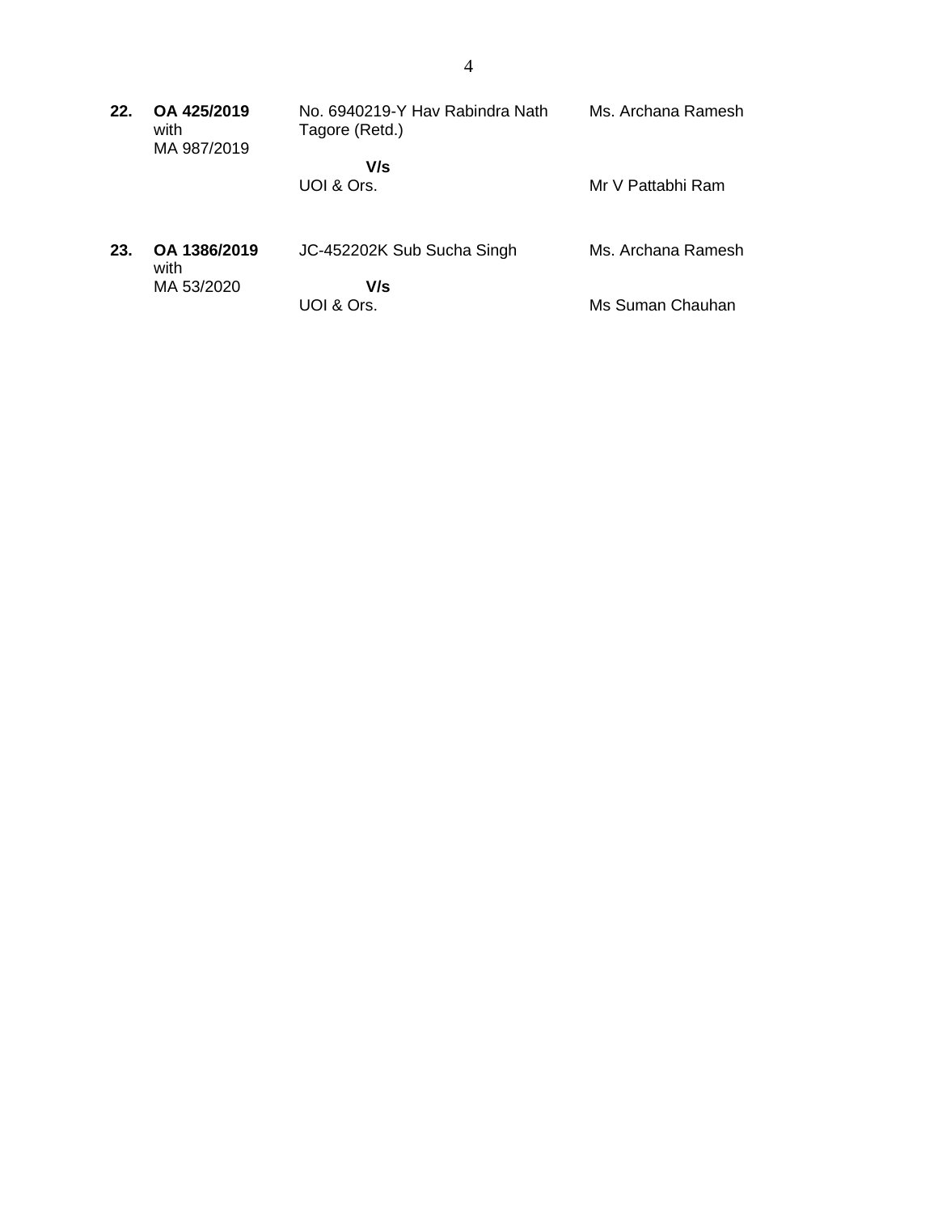| | | | |
|---|---|---|---|
| **22.** | **OA 425/2019** with MA 987/2019 | No. 6940219-Y Hav Rabindra Nath Tagore (Retd.) | Ms. Archana Ramesh |
| | | **V/s** UOI & Ors. | Mr V Pattabhi Ram |
| **23.** | **OA 1386/2019** with MA 53/2020 | JC-452202K Sub Sucha Singh | Ms. Archana Ramesh |
| | | **V/s** UOI & Ors. | Ms Suman Chauhan |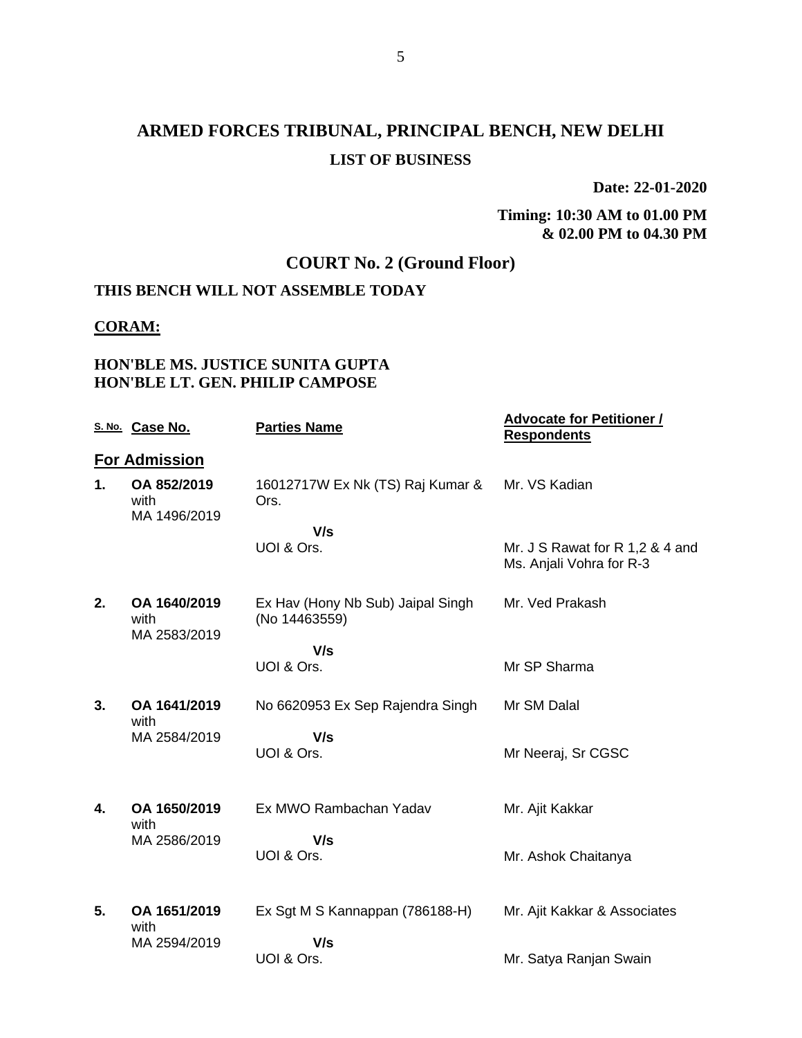# ARMED FORCES TRIBUNAL, PRINCIPAL BENCH, NEW DELHI

## LIST OF BUSINESS

**Date: 22-01-2020**

**Timing: 10:30 AM to 01.00 PM & 02.00 PM to 04.30 PM**

## COURT No. 2 (Ground Floor)

**THIS BENCH WILL NOT ASSEMBLE TODAY**

**CORAM:**

**HON'BLE MS. JUSTICE SUNITA GUPTA**
**HON'BLE LT. GEN. PHILIP CAMPOSE**

| S. No. | Case No. | Parties Name | Advocate for Petitioner / Respondents |
|---|---|---|---|
| **For Admission** | | | |
| **1.** | **OA 852/2019** with MA 1496/2019 | 16012717W Ex Nk (TS) Raj Kumar & Ors.<br>**V/s**<br>UOI & Ors. | Mr. VS Kadian<br><br>Mr. J S Rawat for R 1,2 & 4 and Ms. Anjali Vohra for R-3 |
| **2.** | **OA 1640/2019** with MA 2583/2019 | Ex Hav (Hony Nb Sub) Jaipal Singh (No 14463559)<br>**V/s**<br>UOI & Ors. | Mr. Ved Prakash<br><br>Mr SP Sharma |
| **3.** | **OA 1641/2019** with MA 2584/2019 | No 6620953 Ex Sep Rajendra Singh<br>**V/s**<br>UOI & Ors. | Mr SM Dalal<br><br>Mr Neeraj, Sr CGSC |
| **4.** | **OA 1650/2019** with MA 2586/2019 | Ex MWO Rambachan Yadav<br>**V/s**<br>UOI & Ors. | Mr. Ajit Kakkar<br><br>Mr. Ashok Chaitanya |
| **5.** | **OA 1651/2019** with MA 2594/2019 | Ex Sgt M S Kannappan (786188-H)<br>**V/s**<br>UOI & Ors. | Mr. Ajit Kakkar & Associates<br><br>Mr. Satya Ranjan Swain |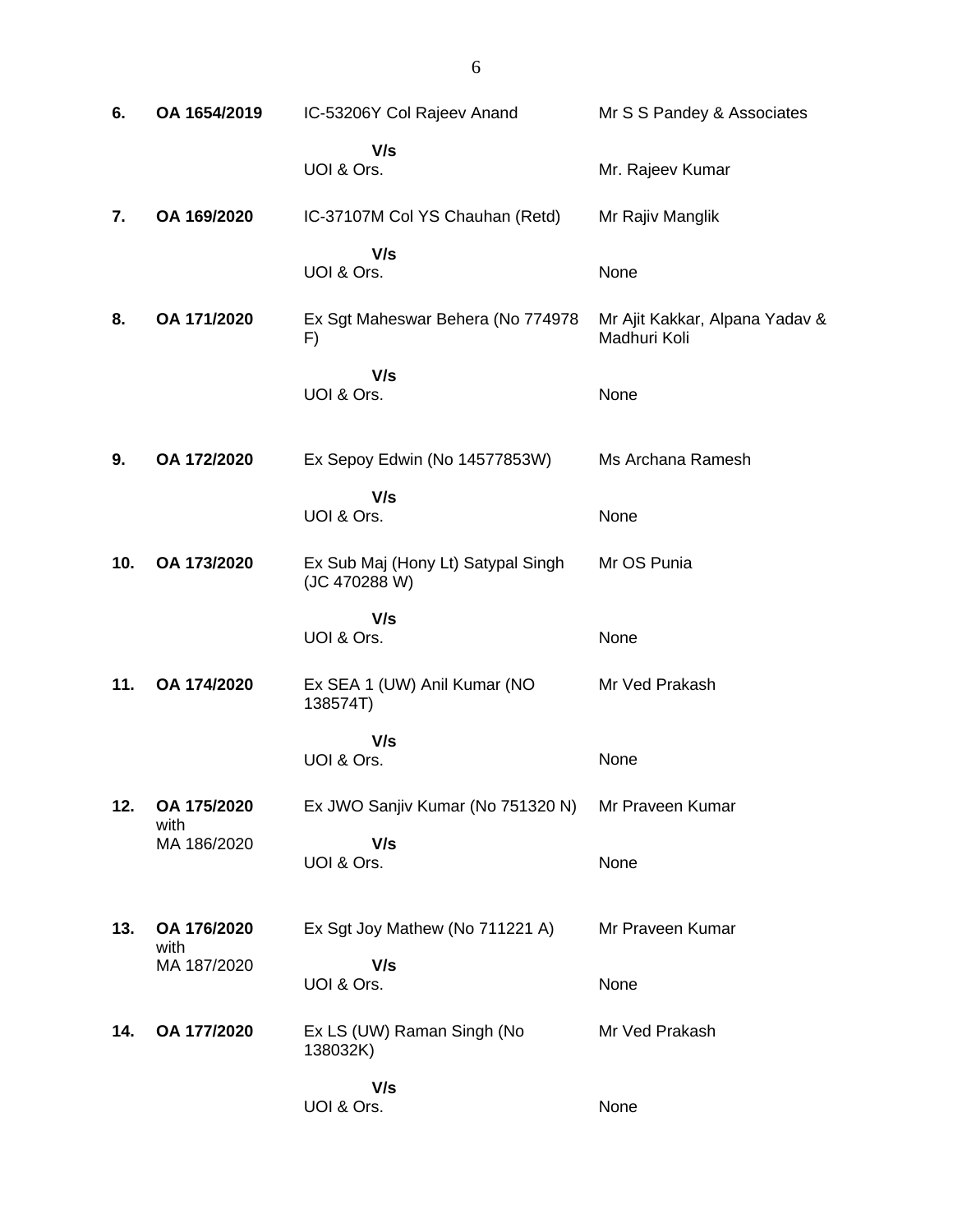| | | | |
|---|---|---|---|
| **6.** | **OA 1654/2019** | IC-53206Y Col Rajeev Anand | Mr S S Pandey & Associates |
| | | **V/s** UOI & Ors. | Mr. Rajeev Kumar |
| **7.** | **OA 169/2020** | IC-37107M Col YS Chauhan (Retd) | Mr Rajiv Manglik |
| | | **V/s** UOI & Ors. | None |
| **8.** | **OA 171/2020** | Ex Sgt Maheswar Behera (No 774978 F) | Mr Ajit Kakkar, Alpana Yadav & Madhuri Koli |
| | | **V/s** UOI & Ors. | None |
| **9.** | **OA 172/2020** | Ex Sepoy Edwin (No 14577853W) | Ms Archana Ramesh |
| | | **V/s** UOI & Ors. | None |
| **10.** | **OA 173/2020** | Ex Sub Maj (Hony Lt) Satypal Singh (JC 470288 W) | Mr OS Punia |
| | | **V/s** UOI & Ors. | None |
| **11.** | **OA 174/2020** | Ex SEA 1 (UW) Anil Kumar (NO 138574T) | Mr Ved Prakash |
| | | **V/s** UOI & Ors. | None |
| **12.** | **OA 175/2020** with MA 186/2020 | Ex JWO Sanjiv Kumar (No 751320 N) | Mr Praveen Kumar |
| | | **V/s** UOI & Ors. | None |
| **13.** | **OA 176/2020** with MA 187/2020 | Ex Sgt Joy Mathew (No 711221 A) | Mr Praveen Kumar |
| | | **V/s** UOI & Ors. | None |
| **14.** | **OA 177/2020** | Ex LS (UW) Raman Singh (No 138032K) | Mr Ved Prakash |
| | | **V/s** UOI & Ors. | None |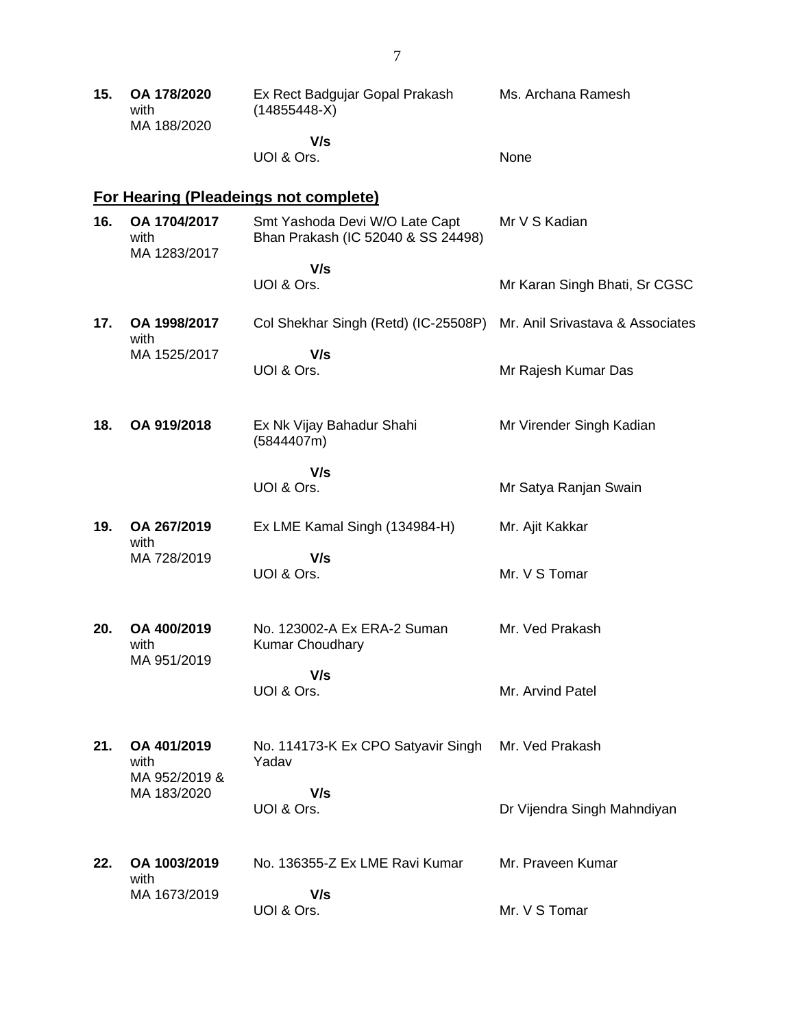| | | | |
|---|---|---|---|
| **15.** | **OA 178/2020** with MA 188/2020 | Ex Rect Badgujar Gopal Prakash (14855448-X) | Ms. Archana Ramesh |
| | | **V/s** UOI & Ors. | None |

## For Hearing (Pleadeings not complete)

| | | | |
|---|---|---|---|
| **16.** | **OA 1704/2017** with MA 1283/2017 | Smt Yashoda Devi W/O Late Capt Bhan Prakash (IC 52040 & SS 24498) | Mr V S Kadian |
| | | **V/s** UOI & Ors. | Mr Karan Singh Bhati, Sr CGSC |
| **17.** | **OA 1998/2017** with MA 1525/2017 | Col Shekhar Singh (Retd) (IC-25508P) | Mr. Anil Srivastava & Associates |
| | | **V/s** UOI & Ors. | Mr Rajesh Kumar Das |
| **18.** | **OA 919/2018** | Ex Nk Vijay Bahadur Shahi (5844407m) | Mr Virender Singh Kadian |
| | | **V/s** UOI & Ors. | Mr Satya Ranjan Swain |
| **19.** | **OA 267/2019** with MA 728/2019 | Ex LME Kamal Singh (134984-H) | Mr. Ajit Kakkar |
| | | **V/s** UOI & Ors. | Mr. V S Tomar |
| **20.** | **OA 400/2019** with MA 951/2019 | No. 123002-A Ex ERA-2 Suman Kumar Choudhary | Mr. Ved Prakash |
| | | **V/s** UOI & Ors. | Mr. Arvind Patel |
| **21.** | **OA 401/2019** with MA 952/2019 & MA 183/2020 | No. 114173-K Ex CPO Satyavir Singh Yadav | Mr. Ved Prakash |
| | | **V/s** UOI & Ors. | Dr Vijendra Singh Mahndiyan |
| **22.** | **OA 1003/2019** with MA 1673/2019 | No. 136355-Z Ex LME Ravi Kumar | Mr. Praveen Kumar |
| | | **V/s** UOI & Ors. | Mr. V S Tomar |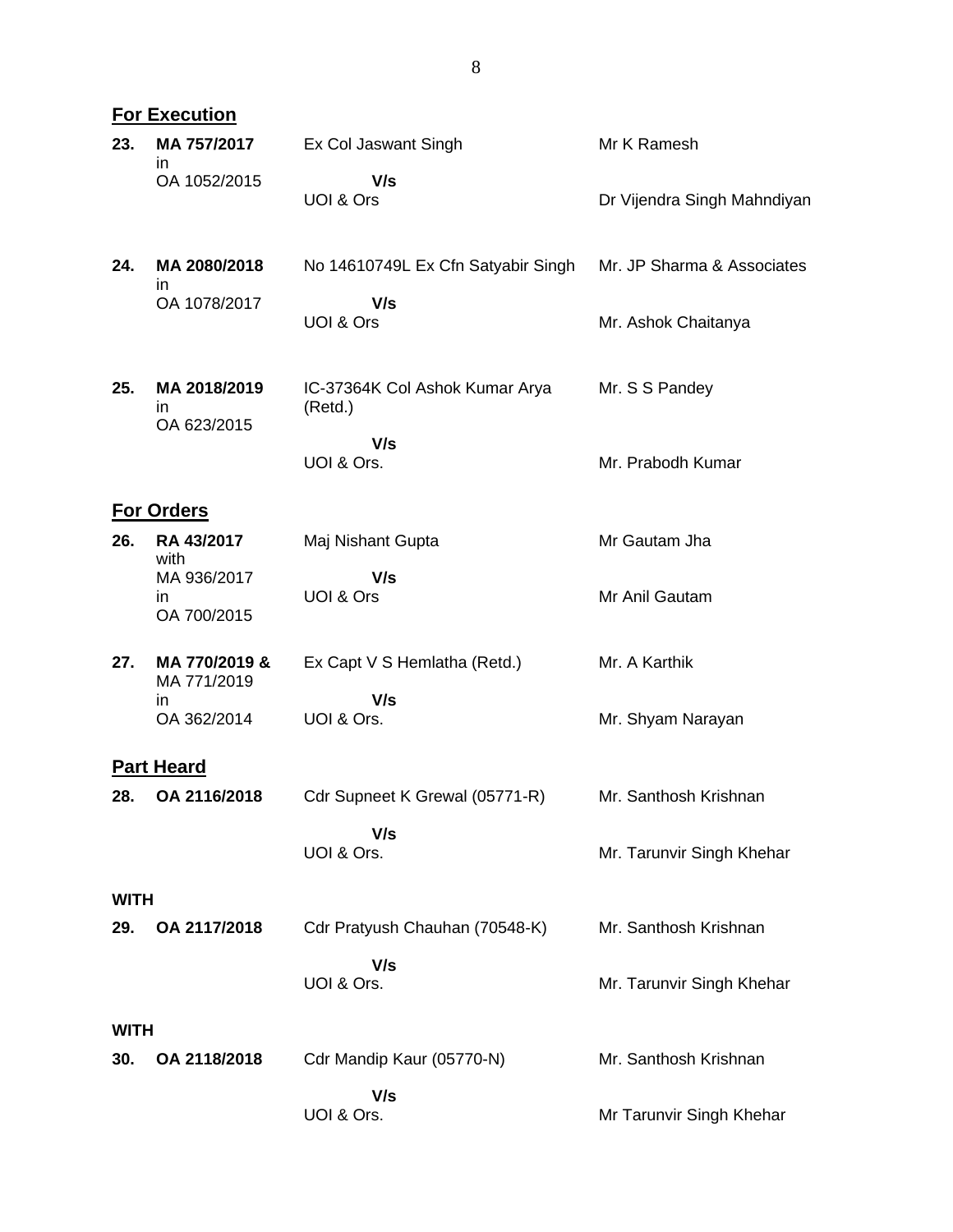**For Execution**

| | | | |
|---|---|---|---|
| **23.** | **MA 757/2017** in OA 1052/2015 | Ex Col Jaswant Singh **V/s** UOI & Ors | Mr K Ramesh<br>Dr Vijendra Singh Mahndiyan |
| **24.** | **MA 2080/2018** in OA 1078/2017 | No 14610749L Ex Cfn Satyabir Singh **V/s** UOI & Ors | Mr. JP Sharma & Associates<br>Mr. Ashok Chaitanya |
| **25.** | **MA 2018/2019** in OA 623/2015 | IC-37364K Col Ashok Kumar Arya (Retd.) **V/s** UOI & Ors. | Mr. S S Pandey<br>Mr. Prabodh Kumar |

**For Orders**

| | | | |
|---|---|---|---|
| **26.** | **RA 43/2017** with MA 936/2017 in OA 700/2015 | Maj Nishant Gupta **V/s** UOI & Ors | Mr Gautam Jha<br>Mr Anil Gautam |
| **27.** | **MA 770/2019 &** MA 771/2019 in OA 362/2014 | Ex Capt V S Hemlatha (Retd.) **V/s** UOI & Ors. | Mr. A Karthik<br>Mr. Shyam Narayan |

**Part Heard**

| | | | |
|---|---|---|---|
| **28.** | **OA 2116/2018** | Cdr Supneet K Grewal (05771-R) **V/s** UOI & Ors. | Mr. Santhosh Krishnan<br>Mr. Tarunvir Singh Khehar |

**WITH**

| | | | |
|---|---|---|---|
| **29.** | **OA 2117/2018** | Cdr Pratyush Chauhan (70548-K) **V/s** UOI & Ors. | Mr. Santhosh Krishnan<br>Mr. Tarunvir Singh Khehar |

**WITH**

| | | | |
|---|---|---|---|
| **30.** | **OA 2118/2018** | Cdr Mandip Kaur (05770-N) **V/s** UOI & Ors. | Mr. Santhosh Krishnan<br>Mr Tarunvir Singh Khehar |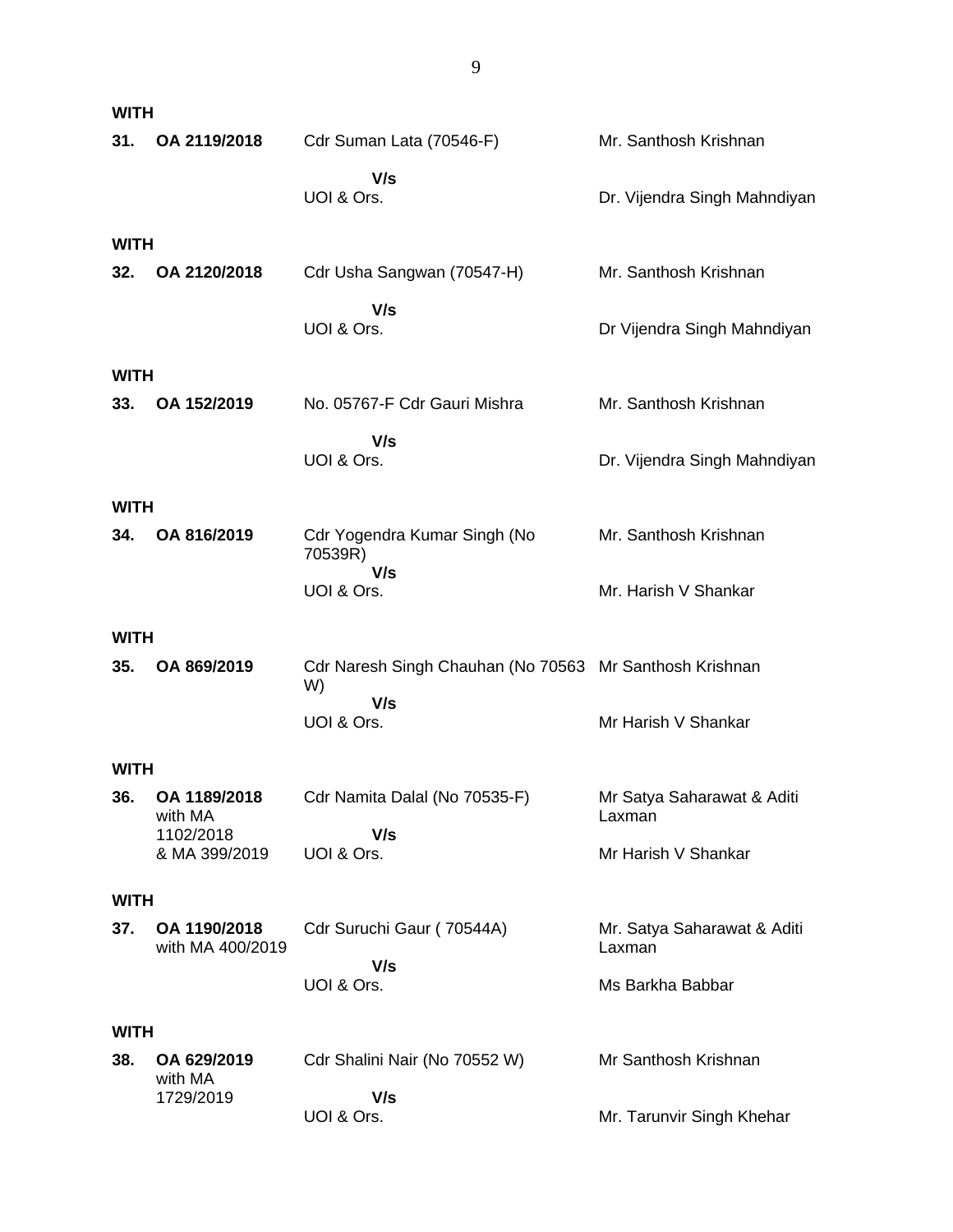**WITH**

| | | | |
|---|---|---|---|
| **31.** | **OA 2119/2018** | Cdr Suman Lata (70546-F) | Mr. Santhosh Krishnan |
| | | **V/s** | |
| | | UOI & Ors. | Dr. Vijendra Singh Mahndiyan |

**WITH**

| | | | |
|---|---|---|---|
| **32.** | **OA 2120/2018** | Cdr Usha Sangwan (70547-H) | Mr. Santhosh Krishnan |
| | | **V/s** | |
| | | UOI & Ors. | Dr Vijendra Singh Mahndiyan |

**WITH**

| | | | |
|---|---|---|---|
| **33.** | **OA 152/2019** | No. 05767-F Cdr Gauri Mishra | Mr. Santhosh Krishnan |
| | | **V/s** | |
| | | UOI & Ors. | Dr. Vijendra Singh Mahndiyan |

**WITH**

| | | | |
|---|---|---|---|
| **34.** | **OA 816/2019** | Cdr Yogendra Kumar Singh (No 70539R) | Mr. Santhosh Krishnan |
| | | **V/s** | |
| | | UOI & Ors. | Mr. Harish V Shankar |

**WITH**

| | | | |
|---|---|---|---|
| **35.** | **OA 869/2019** | Cdr Naresh Singh Chauhan (No 70563 W) | Mr Santhosh Krishnan |
| | | **V/s** | |
| | | UOI & Ors. | Mr Harish V Shankar |

**WITH**

| | | | |
|---|---|---|---|
| **36.** | **OA 1189/2018** with MA 1102/2018 & MA 399/2019 | Cdr Namita Dalal (No 70535-F) | Mr Satya Saharawat & Aditi Laxman |
| | | **V/s** | |
| | | UOI & Ors. | Mr Harish V Shankar |

**WITH**

| | | | |
|---|---|---|---|
| **37.** | **OA 1190/2018** with MA 400/2019 | Cdr Suruchi Gaur ( 70544A) | Mr. Satya Saharawat & Aditi Laxman |
| | | **V/s** | |
| | | UOI & Ors. | Ms Barkha Babbar |

**WITH**

| | | | |
|---|---|---|---|
| **38.** | **OA 629/2019** with MA 1729/2019 | Cdr Shalini Nair (No 70552 W) | Mr Santhosh Krishnan |
| | | **V/s** | |
| | | UOI & Ors. | Mr. Tarunvir Singh Khehar |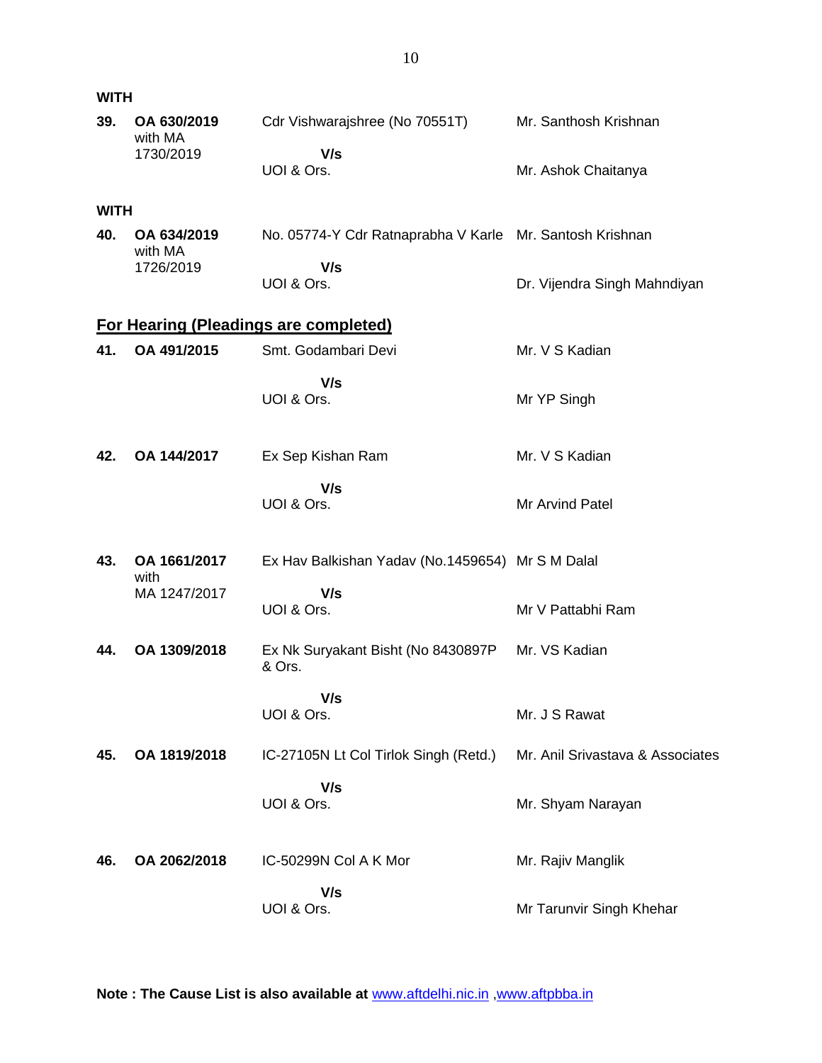**WITH**

| | | | |
|---|---|---|---|
| **39.** | **OA 630/2019** with MA 1730/2019 | Cdr Vishwarajshree (No 70551T) **V/s** UOI & Ors. | Mr. Santhosh Krishnan<br>Mr. Ashok Chaitanya |

**WITH**

| | | | |
|---|---|---|---|
| **40.** | **OA 634/2019** with MA 1726/2019 | No. 05774-Y Cdr Ratnaprabha V Karle **V/s** UOI & Ors. | Mr. Santosh Krishnan<br>Dr. Vijendra Singh Mahndiyan |

**For Hearing (Pleadings are completed)**

| | | | |
|---|---|---|---|
| **41.** | **OA 491/2015** | Smt. Godambari Devi **V/s** UOI & Ors. | Mr. V S Kadian<br>Mr YP Singh |
| **42.** | **OA 144/2017** | Ex Sep Kishan Ram **V/s** UOI & Ors. | Mr. V S Kadian<br>Mr Arvind Patel |
| **43.** | **OA 1661/2017** with MA 1247/2017 | Ex Hav Balkishan Yadav (No.1459654) **V/s** UOI & Ors. | Mr S M Dalal<br>Mr V Pattabhi Ram |
| **44.** | **OA 1309/2018** | Ex Nk Suryakant Bisht (No 8430897P & Ors. **V/s** UOI & Ors. | Mr. VS Kadian<br>Mr. J S Rawat |
| **45.** | **OA 1819/2018** | IC-27105N Lt Col Tirlok Singh (Retd.) **V/s** UOI & Ors. | Mr. Anil Srivastava & Associates<br>Mr. Shyam Narayan |
| **46.** | **OA 2062/2018** | IC-50299N Col A K Mor **V/s** UOI & Ors. | Mr. Rajiv Manglik<br>Mr Tarunvir Singh Khehar |

**Note : The Cause List is also available at** www.aftdelhi.nic.in ,www.aftpbba.in